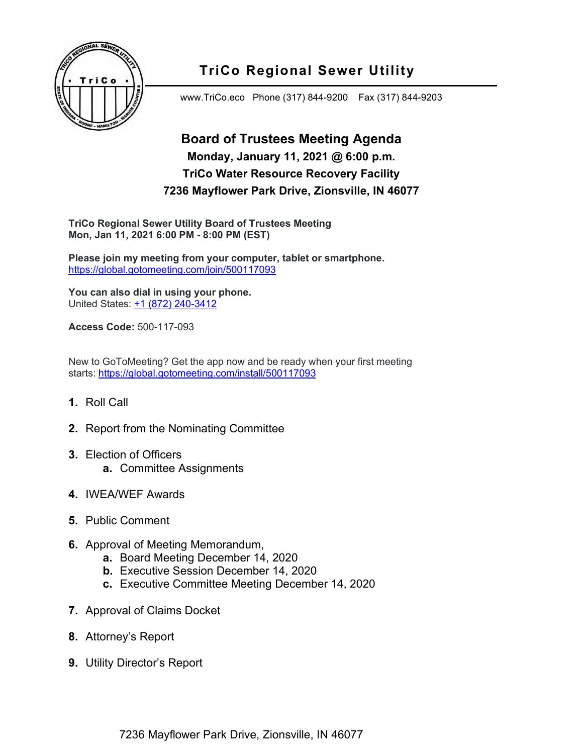# TriCo Regional Sewer Utility

www.TriCo.eco   Phone (317) 844-9200   Fax (317) 844-9203

## Board of Trustees Meeting Agenda

### Monday, January 11, 2021 @ 6:00 p.m.

### TriCo Water Resource Recovery Facility

### 7236 Mayflower Park Drive, Zionsville, IN 46077

**TriCo Regional Sewer Utility Board of Trustees Meeting**
**Mon, Jan 11, 2021 6:00 PM - 8:00 PM (EST)**

**Please join my meeting from your computer, tablet or smartphone.**
https://global.gotomeeting.com/join/500117093

**You can also dial in using your phone.**
United States: +1 (872) 240-3412

**Access Code:** 500-117-093

New to GoToMeeting? Get the app now and be ready when your first meeting starts: https://global.gotomeeting.com/install/500117093

1. Roll Call
2. Report from the Nominating Committee
3. Election of Officers
   a. Committee Assignments
4. IWEA/WEF Awards
5. Public Comment
6. Approval of Meeting Memorandum,
   a. Board Meeting December 14, 2020
   b. Executive Session December 14, 2020
   c. Executive Committee Meeting December 14, 2020
7. Approval of Claims Docket
8. Attorney's Report
9. Utility Director's Report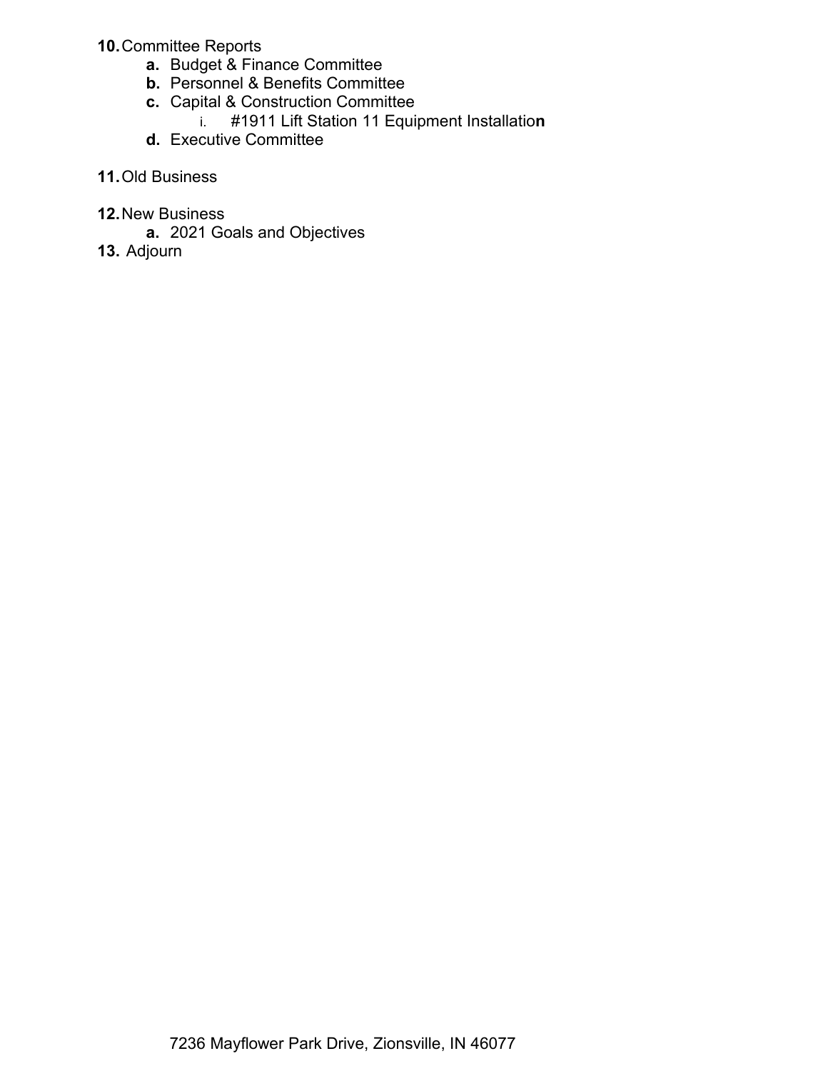**10.** Committee Reports
   **a.** Budget & Finance Committee
   **b.** Personnel & Benefits Committee
   **c.** Capital & Construction Committee
      i. #1911 Lift Station 11 Equipment Installation
   **d.** Executive Committee

**11.** Old Business

**12.** New Business
   **a.** 2021 Goals and Objectives

**13.** Adjourn

7236 Mayflower Park Drive, Zionsville, IN 46077